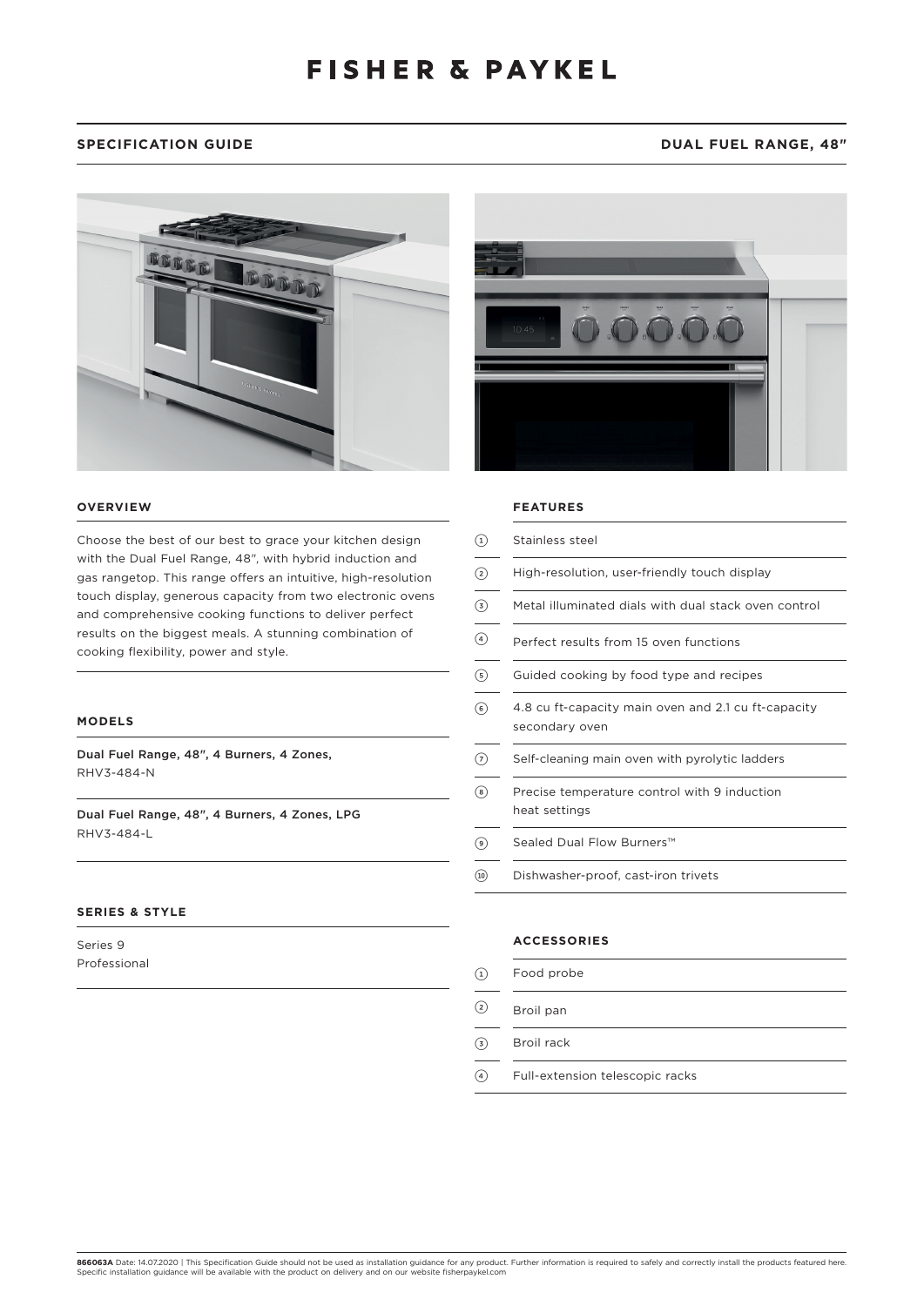# FISHER & PAYKEL

**SPECIFICATION GUIDE** — **DUAL FUEL RANGE, 48″**

## OVERVIEW

Choose the best of our best to grace your kitchen design with the Dual Fuel Range, 48″, with hybrid induction and gas rangetop. This range offers an intuitive, high-resolution touch display, generous capacity from two electronic ovens and comprehensive cooking functions to deliver perfect results on the biggest meals. A stunning combination of cooking flexibility, power and style.

## MODELS

**Dual Fuel Range, 48″, 4 Burners, 4 Zones,**
RHV3-484-N

**Dual Fuel Range, 48″, 4 Burners, 4 Zones, LPG**
RHV3-484-L

## SERIES & STYLE

Series 9
Professional

## FEATURES

1. Stainless steel
2. High-resolution, user-friendly touch display
3. Metal illuminated dials with dual stack oven control
4. Perfect results from 15 oven functions
5. Guided cooking by food type and recipes
6. 4.8 cu ft-capacity main oven and 2.1 cu ft-capacity secondary oven
7. Self-cleaning main oven with pyrolytic ladders
8. Precise temperature control with 9 induction heat settings
9. Sealed Dual Flow Burners™
10. Dishwasher-proof, cast-iron trivets

## ACCESSORIES

1. Food probe
2. Broil pan
3. Broil rack
4. Full-extension telescopic racks

**866063A** Date: 14.07.2020 | This Specification Guide should not be used as installation guidance for any product. Further information is required to safely and correctly install the products featured here. Specific installation guidance will be available with the product on delivery and on our website fisherpaykel.com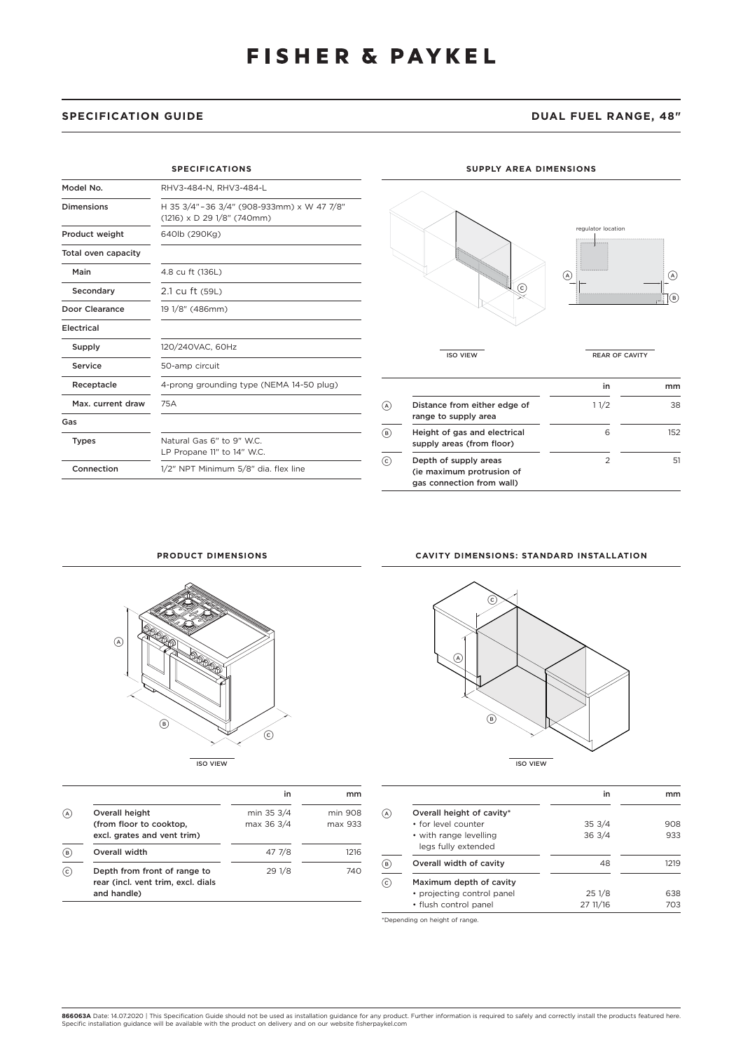# FISHER & PAYKEL

**SPECIFICATION GUIDE** | **DUAL FUEL RANGE, 48"**

## SPECIFICATIONS

| | |
|---|---|
| Model No. | RHV3-484-N, RHV3-484-L |
| Dimensions | H 35 3/4"–36 3/4" (908-933mm) x W 47 7/8" (1216) x D 29 1/8" (740mm) |
| Product weight | 640lb (290Kg) |
| Total oven capacity | |
| Main | 4.8 cu ft (136L) |
| Secondary | 2.1 cu ft (59L) |
| Door Clearance | 19 1/8" (486mm) |
| Electrical | |
| Supply | 120/240VAC, 60Hz |
| Service | 50-amp circuit |
| Receptacle | 4-prong grounding type (NEMA 14-50 plug) |
| Max. current draw | 75A |
| Gas | |
| Types | Natural Gas 6" to 9" W.C. LP Propane 11" to 14" W.C. |
| Connection | 1/2" NPT Minimum 5/8" dia. flex line |

## SUPPLY AREA DIMENSIONS

ISO VIEW

regulator location

REAR OF CAVITY

| | | in | mm |
|---|---|---|---|
| A | Distance from either edge of range to supply area | 1 1/2 | 38 |
| B | Height of gas and electrical supply areas (from floor) | 6 | 152 |
| C | Depth of supply areas (ie maximum protrusion of gas connection from wall) | 2 | 51 |

## PRODUCT DIMENSIONS

ISO VIEW

| | | in | mm |
|---|---|---|---|
| A | Overall height (from floor to cooktop, excl. grates and vent trim) | min 35 3/4 max 36 3/4 | min 908 max 933 |
| B | Overall width | 47 7/8 | 1216 |
| C | Depth from front of range to rear (incl. vent trim, excl. dials and handle) | 29 1/8 | 740 |

## CAVITY DIMENSIONS: STANDARD INSTALLATION

ISO VIEW

| | | in | mm |
|---|---|---|---|
| A | Overall height of cavity* | | |
| | • for level counter | 35 3/4 | 908 |
| | • with range levelling legs fully extended | 36 3/4 | 933 |
| B | Overall width of cavity | 48 | 1219 |
| C | Maximum depth of cavity | | |
| | • projecting control panel | 25 1/8 | 638 |
| | • flush control panel | 27 11/16 | 703 |

*Depending on height of range.

**866063A** Date: 14.07.2020 | This Specification Guide should not be used as installation guidance for any product. Further information is required to safely and correctly install the products featured here. Specific installation guidance will be available with the product on delivery and on our website fisherpaykel.com